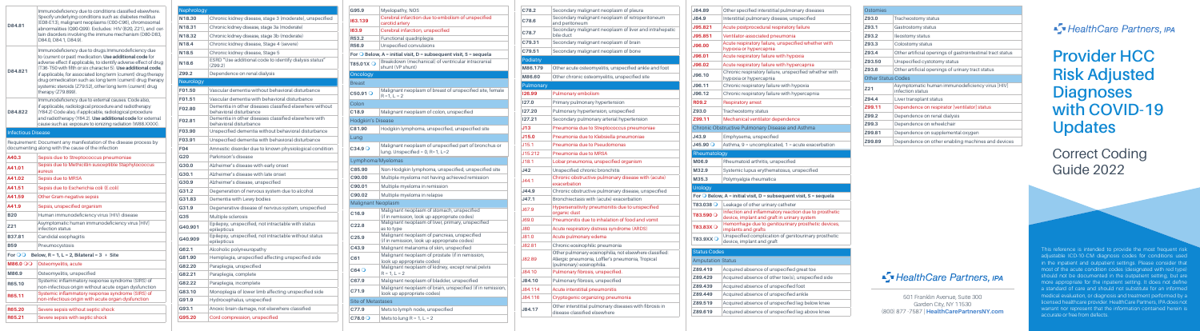| | |
|---|---|
| D84.81 | Immunodeficiency due to conditions classified elsewhere. Specify underlying conditions such as: diabetes mellitus (E08-E13), malignant neoplasms (C00-C96), chromosomal abnormalities (Q90-Q99). Excludes: HIV (B20, Z21), and certain disorders involving the immune mechanism (D80-D83, D84.0, D84.1, D84.8) |
| D84.821 | Immunodeficiency due to drugs.Immunodeficiency due to (current or past) medication. **Use additional code** for adverse effect if applicable, to identify adverse effect of drug (T36-T50 with fifth or sixth character 5). **Use additional code**, if applicable, for associated long term (current) drug therapy drug or medication such as: long term (current) drug therapy systemic steroids (Z79.52), other long term (current) drug therapy (Z79.899). |
| D84.822 | Immunodeficiency due to external causes. Code also, if applicable, radiological procedure and radiotherapy (Y84.2) Code also, if applicable, radiological procedure and radiotherapy (Y84.2). **Use additional code** for external cause such as: exposure to ionizing radiation (W88.XXXX) |

## Infectious Disease

Requirement: Document any manifestation of the disease process by documenting along with the cause of the infection

| | |
|---|---|
| A40.3 | Sepsis due to Streptococcus pneumoniae |
| A41.01 | Sepsis due to Methicillin susceptible Staphylococcus aureus |
| A41.02 | Sepsis due to MRSA |
| A41.51 | Sepsis due to Escherichia coli (E.coli) |
| A41.59 | Other Gram-negative sepsis |
| A41.9 | Sepsis, unspecified organism |
| B20 | Human immunodeficiency virus (HIV) disease |
| Z21 | Asymptomatic human immunodeficiency virus (HIV) infection status |
| B37.81 | Candidal esophagitis |
| B59 | Pneumocystosis |
| For ○○ Below, R = 1, L = 2, Bilateral = 3 + Site | |
| M86.0 ○○ | Osteomyelitis, acute |
| M86.9 | Osteomyelitis, unspecified |
| R65.10 | Systemic inflammatory response syndrome (SIRS) of non-infectious origin without acute organ dysfunction |
| R65.11 | Systemic inflammatory response syndrome (SIRS) of non-infectious origin with acute organ dysfunction |
| R65.20 | Severe sepsis without septic shock |
| R65.21 | Severe sepsis with septic shock |

## Nephrology

| | |
|---|---|
| N18.30 | Chronic kidney disease, stage 3 (moderate), unspecified |
| N18.31 | Chronic kidney disease, stage 3a (moderate) |
| N18.32 | Chronic kidney disease, stage 3b (moderate) |
| N18.4 | Chronic kidney disease, Stage 4 (severe) |
| N18.5 | Chronic kidney disease, Stage 5 |
| N18.6 | ESRD "Use additional code to identify dialysis status" (Z99.2) |
| Z99.2 | Dependence on renal dialysis |

## Neurology

| | |
|---|---|
| F01.50 | Vascular dementia without behavioral disturbance |
| F01.51 | Vascular dementia with behavioral disturbance |
| F02.80 | Dementia in other diseases classified elsewhere without behavioral disturbance |
| F02.81 | Dementia in other diseases classified elsewhere with behavioral disturbance |
| F03.90 | Unspecified dementia without behavioral disturbance |
| F03.91 | Unspecified dementia with behavioral disturbance |
| F04 | Amnestic disorder due to known physiological condition |
| G20 | Parkinson's disease |
| G30.0 | Alzheimer's disease with early onset |
| G30.1 | Alzheimer's disease with late onset |
| G30.9 | Alzheimer's disease, unspecified |
| G31.2 | Degeneration of nervous system due to alcohol |
| G31.83 | Dementia with Lewy bodies |
| G31.9 | Degenerative disease of nervous system, unspecified |
| G35 | Multiple sclerosis |
| G40.901 | Epilepsy, unspecified, not intractable with status epilepticus |
| G40.909 | Epilepsy, unspecified, not intractable without status epilepticus |
| G62.1 | Alcoholic polyneuropathy |
| G81.90 | Hemiplegia, unspecified affecting unspecified side |
| G82.20 | Paraplegia, unspecified |
| G82.21 | Paraplegia, complete |
| G82.22 | Paraplegia, incomplete |
| G83.10 | Monoplegia of lower limb affecting unspecified side |
| G91.9 | Hydrocephalus, unspecified |
| G93.1 | Anoxic brain damage, not elsewhere classified |
| G95.20 | Cord compression, unspecified |
| G95.9 | Myelopathy, NOS |
| I63.139 | Cerebral infarction due to embolism of unspecified carotid artery |
| I63.9 | Cerebral infarction, unspecified |
| R53.2 | Functional quadriplegia |
| R56.9 | Unspecified convulsions |
| For ○ Below, A = initial visit, D = subsequent visit, S = sequela | |
| T85.01X ○ | Breakdown (mechanical) of ventricular intracranial shunt (VP shunt) |

## Oncology

| | |
|---|---|
| **Breast** | |
| C50.91 ○ | Malignant neoplasm of breast of unspecified site, female R = 1, L = 2 |
| **Colon** | |
| C18.9 | Malignant neoplasm of colon, unspecified |
| **Hodgkin's Disease** | |
| C81.90 | Hodgkin lymphoma, unspecified, unspecified site |
| **Lung** | |
| C34.9 ○ | Malignant neoplasm of unspecified part of bronchus or lung. Unspecified = 0, R = 1, L = 2 |
| **Lymphoma/Myelomas** | |
| C85.90 | Non-Hodgkin lymphoma, unspecified, unspecified site |
| C90.00 | Multiple myeloma not having achieved remission |
| C90.01 | Multiple myeloma in remission |
| C90.02 | Multiple myeloma in relapse |
| **Malignant Neoplasm** | |
| C16.9 | Malignant neoplasm of stomach, unspecified (if in remission, look up appropriate codes) |
| C22.8 | Malignant neoplasm of liver, primary, unspecified as to type |
| C25.9 | Malignant neoplasm of pancreas, unspecified (if in remission, look up appropriate codes) |
| C43.9 | Malignant melanoma of skin, unspecified |
| C61 | Malignant neoplasm of prostate (if in remission, look up appropriate codes) |
| C64 ○ | Malignant neoplasm of kidney, except renal pelvis R = 1, L = 2 |
| C67.9 | Malignant neoplasm of bladder, unspecified |
| C71.9 | Malignant neoplasm of brain, unspecified (if in remission, look up appropriate codes) |
| **Site of Metastases** | |
| C77.9 | Mets to lymph node, unspecified |
| C78.0 ○ | Mets to lung R = 1, L = 2 |
| C78.2 | Secondary malignant neoplasm of pleura |
| C78.6 | Secondary malignant neoplasm of retroperitoneum and peritoneum |
| C78.7 | Secondary malignant neoplasm of liver and intrahepatic bile duct |
| C79.31 | Secondary malignant neoplasm of brain |
| C79.51 | Secondary malignant neoplasm of bone |

## Podiatry

| | |
|---|---|
| M86.179 | Other acute osteomyelitis, unspecified ankle and foot |
| M86.60 | Other chronic osteomyelitis, unspecified site |

## Pulmonary

| | |
|---|---|
| I26.99 | Pulmonary embolism |
| I27.0 | Primary pulmonary hypertension |
| I27.20 | Pulmonary hypertension, unspecified |
| I27.21 | Secondary pulmonary arterial hypertension |
| J13 | Pneumonia due to Streptococcus pneumoniae |
| J15.0 | Pneumonia due to Klebsiella pneumoniae |
| J15.1 | Pneumonia due to Pseudomonas |
| J15.212 | Pneumonia due to MRSA |
| J18.1 | Lobar pneumonia, unspecified organism |
| J42 | Unspecified chronic bronchitis |
| J44.1 | Chronic obstructive pulmonary disease with (acute) exacerbation |
| J44.9 | Chronic obstructive pulmonary disease, unspecified |
| J47.1 | Bronchiectasis with (acute) exacerbation |
| J67.9 | Hypersensitivity pneumonitis due to unspecified organic dust |
| J69.0 | Pneumonitis due to inhalation of food and vomit |
| J80 | Acute respiratory distress syndrome (ARDS) |
| J81.0 | Acute pulmonary edema |
| J82.81 | Chronic eosinophilic pneumonia |
| J82.89 | Other pulmonary eosinophilia, not elsewhere classified: Allergic pneumonia, Löffler's pneumonia, Tropical (pulmonary) eosinophilia |
| J84.10 | Pulmonary fibrosis, unspecified |
| J84.10 | Pulmonary fibrosis, unspecified |
| J84.114 | Acute interstitial pneumonitis |
| J84.116 | Cryptogenic organizing pneumonia |
| J84.17 | Other interstitial pulmonary diseases with fibrosis in disease classified elsewhere |
| J84.89 | Other specified interstitial pulmonary diseases |
| J84.9 | Interstitial pulmonary disease, unspecified |
| J95.821 | Acute postprocedural respiratory failure |
| J95.851 | Ventilator-associated pneumonia |
| J96.00 | Acute respiratory failure, unspecified whether with hypoxia or hypercapnia |
| J96.01 | Acute respiratory failure with hypoxia |
| J96.02 | Acute respiratory failure with hypercapnia |
| J96.10 | Chronic respiratory failure, unspecified whether with hypoxia or hypercapnia |
| J96.11 | Chronic respiratory failure with hypoxia |
| J96.12 | Chronic respiratory failure with hypercapnia |
| R09.2 | Respiratory arrest |
| Z93.0 | Tracheostomy status |
| Z99.11 | Mechanical ventilator dependence |

## Chronic Obstructive Pulmonary Disease and Asthma

| | |
|---|---|
| J43.9 | Emphysema, unspecified |
| J45.90 ○ | Asthma, 9 = uncomplicated, 1 = acute exacerbation |

## Rheumatology

| | |
|---|---|
| M06.9 | Rheumatoid arthritis, unspecified |
| M32.9 | Systemic lupus erythematosus, unspecified |
| M35.3 | Polymyalgia rheumatica |

## Urology

| | |
|---|---|
| For ○ Below, A = initial visit, D = subsequent visit, S = sequela | |
| T83.038 ○ | Leakage of other urinary catheter |
| T83.590 ○ | Infection and inflammatory reaction due to prosthetic device, implant and graft in urinary system |
| T83.83X ○ | Hemorrhage due to genitourinary prosthetic devices, implants and grafts |
| T83.9XX ○ | Unspecified complication of genitourinary prosthetic device, implant and graft |

## Status Codes

| | |
|---|---|
| **Amputation Status** | |
| Z89.419 | Acquired absence of unspecified great toe |
| Z89.429 | Acquired absence of other toe(s), unspecified side |
| Z89.439 | Acquired absence of unspecified foot |
| Z89.449 | Acquired absence of unspecified ankle |
| Z89.519 | Acquired absence of unspecified leg below knee |
| Z89.619 | Acquired absence of unspecified leg above knee |
| **Ostomies** | |
| Z93.0 | Tracheostomy status |
| Z93.1 | Gastrostomy status |
| Z93.2 | Ileostomy status |
| Z93.3 | Colostomy status |
| Z93.4 | Other artificial openings of gastrointestinal tract status |
| Z93.50 | Unspecified cystostomy status |
| Z93.8 | Other artificial openings of urinary tract status |
| **Other Status Codes** | |
| Z21 | Asymptomatic human immunodeficiency virus [HIV] infection status |
| Z94.4 | Liver transplant status |
| Z99.11 | Dependence on respirator [ventilator] status |
| Z99.2 | Dependence on renal dialysis |
| Z99.3 | Dependence on wheelchair |
| Z99.81 | Dependence on supplemental oxygen |
| Z99.89 | Dependence on other enabling machines and devices |

HealthCare Partners, IPA

# Provider HCC Risk Adjusted Diagnoses with COVID-19 Updates

## Correct Coding Guide 2022

This reference is intended to provide the most frequent risk adjustable ICD-10-CM diagnosis codes for conditions used in the inpatient and outpatient settings. Please consider that most of the acute condition codes (designated with red type) should not be documented in the outpatient setting, but are more appropriate for the inpatient setting. It does not define a standard of care and should not substitute for an informed medical evaluation, or diagnosis and treatment performed by a licensed healthcare provider. HealthCare Partners, IPA does not warrant nor represent that the information contained herein is accurate or free from defects.

HealthCare Partners, IPA

501 Franklin Avenue, Suite 300
Garden City, NY 11530
(800) 877-7587 | **HealthCarePartnersNY.com**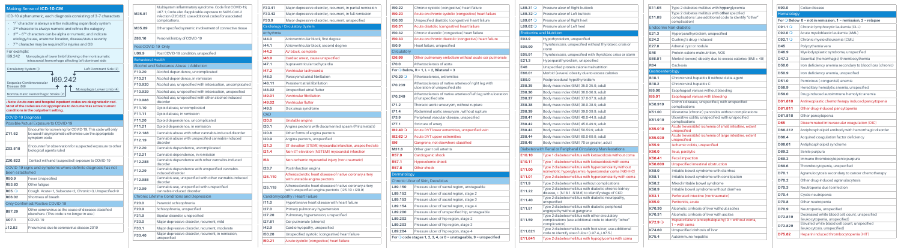## Making Sense of ICD-10-CM

ICD-10 alphanumeric, each diagnosis consisting of 3-7 characters

- 1st character is always a letter indicating organ/body system
- 2nd character is always numeric and refines the category
- 3rd – 6th characters can be alpha or numeric, and indicate etiology/cause, anatomic location, disease/status severity
- 7th character may be required for injuries and OB

For example:
I69.242 Monoplegia of lower limb following other nontraumatic intracranial hemorrhage affecting left dominant side

Circulatory System (I) — Left Dominant Side (2)
Sequelae Cerebrovascular Disease (69) — I69.242 — Monoplegia Lower Limb (4)
Nontraumatic Hemorrhagic Stroke (2)

*Note: Acute care and hospital inpatient codes are designated in red. Most of the codes are not appropriate to document as active/current conditions in the outpatient setting.

### COVID-19 Diagnosis

**Possible/Actual Exposure to COVID-19**

| | |
|---|---|
| Z11.52 | Encounter for screening for COVID-19. This code will only be used if asymptomatic otherwise use the appropriate symptom code. |
| Z03.818 | Encounter for observation for suspected exposure to other biological agents ruled |
| Z20.822 | Contact with and (suspected) exposure to COVID-19 |

**COVID-19 signs and symptoms where definite diagnosis has not been established**

| | |
|---|---|
| R50.9 | Fever Unspecified |
| R53.83 | Other fatigue |
| R05.○ | Cough: Acute=1, Subacute=2, Chronic=3, Unspecified=9 |
| R06.02 | Shortness of breath |

**Only Confirmed/Positive COVID-19**

| | |
|---|---|
| B97.29 | Other coronavirus as the cause of diseases classified elsewhere. (This code is no longer in use.) |
| U07.1 | COVID-19 |
| J12.82 | Pneumonia due to coronavirus disease 2019 |
| M35.81 | Multisystem inflammatory syndrome. Code first COVID-19, U07.1. Code also if applicable exposure to SARS CoV-2 infection (Z20.822) use additional codes for associated complications. |
| M35.89 | Other specified systemic involvement of connective tissue |
| Z86.16 | Personal history of COVID-19 |

**Post COVID-19 Only**

| | |
|---|---|
| U09.9 | Post COVID-19 condition, unspecified |

### Behavioral Health

**Alcohol and Substance Abuse / Addiction**

| | |
|---|---|
| F10.20 | Alcohol dependence, uncomplicated |
| F10.21 | Alcohol dependence, in remission |
| F10.920 | Alcohol use, unspecified with intoxication, uncomplicated |
| F10.929 | Alcohol use, unspecified with intoxication, unspecified |
| F10.988 | Alcohol use, unspecified with other alcohol-induced disorder |
| F11.10 | Opioid abuse, uncomplicated |
| F11.11 | Opioid abuse, in remission |
| F11.20 | Opioid dependence, uncomplicated |
| F11.21 | Opioid dependence, in remission |
| F12.188 | Cannabis abuse with other cannabis induced disorder |
| F12.19 | Cannabis abuse with unspecified cannabis-induced disorder |
| F12.20 | Cannabis dependence, uncomplicated |
| F12.21 | Cannabis dependence, in remission |
| F12.288 | Cannabis dependence with other cannabis-induced disorder |
| F12.29 | Cannabis dependence with unspecified cannabis-induced disorder |
| F12.988 | Cannabis use, unspecified with other cannabis-induced disorder |
| F12.99 | Cannabis use, unspecified with unspecified cannabis-induced disorder |

**Chronic Lifetime Conditions and Depression**

| | |
|---|---|
| F20.0 | Paranoid schizophrenia |
| F20.9 | Schizophrenia, unspecified |
| F31.9 | Bipolar disorder, unspecified |
| F33.0 | Major depressive disorder, recurrent, mild |
| F33.1 | Major depressive disorder, recurrent, moderate |
| F33.40 | Major depressive disorder, recurrent, in remission, unspecified |
| F33.41 | Major depressive disorder, recurrent, in partial remission |
| F33.42 | Major depressive disorder, recurrent, in full remission |
| F33.9 | Major depressive disorder, recurrent, unspecified |

### Cardiology / Circulatory System

**Arrhythmia**

| | |
|---|---|
| I44.0 | Atrioventricular block, first degree |
| I44.1 | Atrioventricular block, second degree |
| I44.2 | AV block, complete |
| I46.9 | Cardiac arrest, cause unspecified |
| I47.1 | Supraventricular tachycardia |
| I47.2 | Ventricular tachycardia |
| I48.0 | Paroxysmal atrial fibrillation |
| I48.11 | Persistent atrial fibrillation |
| I48.92 | Unspecified atrial flutter |
| I49.01 | Ventricular fibrillation |
| I49.02 | Ventricular flutter |
| I49.5 | Sick sinus syndrome |

**CAD**

| | |
|---|---|
| I20.0 | Unstable angina |
| I20.1 | Angina pectoris with documented spasm (Prinzmetal's) |
| I20.8 | Other forms of angina pectoris |
| I20.9 | Angina pectoris, unspecified |
| I21.3 | ST elevation (STEMI) myocardial infarction, unspecified site |
| I21.4 | Non-ST elevation (NSTEMI) myocardial infarction |
| I5A | Non-ischemic myocardial injury (non-traumatic) |
| I23.7 | Postinfarction angina |
| I25.110 | Atherosclerotic heart disease of native coronary artery with unstable angina pectoris |
| I25.119 | Atherosclerotic heart disease of native coronary artery with unspecified angina pectoris (I25.10 – I25.9) |

**Cardiomyopathy / Heart Failure**

| | |
|---|---|
| I11.0 | Hypertensive heart disease with heart failure |
| I27.0 | Primary pulmonary hypertension |
| I27.20 | Pulmonary hypertension, unspecified |
| I27.81 | Cor pulmonale (chronic) |
| I42.9 | Cardiomyopathy, unspecified |
| I50.20 | Unspecified systolic (congestive) heart failure |
| I50.21 | Acute systolic (congestive) heart failure |
| I50.22 | Chronic systolic (congestive) heart failure |
| I50.23 | Acute on chronic systolic (congestive) heart failure |
| I50.30 | Unspecified diastolic (congestive) heart failure |
| I50.31 | Acute diastolic (congestive) heart failure |
| I50.32 | Chronic diastolic (congestive) heart failure |
| I50.33 | Acute on chronic diastolic (congestive) heart failure |
| I50.9 | Heart failure, unspecified |

**Circulatory**

| | |
|---|---|
| I26.99 | Other pulmonary embolism without acute cor pulmonale |
| I70.0 | Atherosclerosis of aorta |

For ○ Below, R = 1, L = 2, Bilateral = 3

| | |
|---|---|
| I70.20○ | Atherosclerosis, extremities |
| I70.239 | Atherosclerosis of native arteries of right leg with ulceration of unspecified site |
| I70.249 | Atherosclerosis of native arteries of left leg with ulceration of unspecified site |
| I71.2 | Thoracic aortic aneurysm, without rupture |
| I71.4 | Abdominal aortic aneurysm, without rupture |
| I73.9 | Peripheral vascular disease, unspecified |
| I77.1 | Stricture of artery |
| I82.40○ | Acute DVT lower extremities, unspecified vein |
| I82.62○ | Acute DVT upper extremities |
| I96 | Gangrene, not elsewhere classified |
| M31.6 | Other giant cell arteritis |
| R57.0 | Cardiogenic shock |
| R57.1 | Hypovolemic shock |
| R57.8 | Other shock |

### Dermatology

**Chronic Ulcer of Skin, Decubitus**

| | |
|---|---|
| L89.150 | Pressure ulcer of sacral region, unstageable |
| L89.152 | Pressure ulcer of sacral region, stage 2 |
| L89.153 | Pressure ulcer of sacral region, stage 3 |
| L89.154 | Pressure ulcer of sacral region, stage 4 |
| L89.200 | Pressure ulcer of unspecified hip, unstageable |
| L89.202 | Pressure ulcer of hip region, stage 2 |
| L89.203 | Pressure ulcer of hip region, stage 3 |
| L89.204 | Pressure ulcer of hip region, stage 4 |

For ○ code stages 1, 2, 3, 4, or 0 = unstageable, 9 = unspecified

| | |
|---|---|
| L89.31○ | Pressure ulcer of Right buttock |
| L89.32○ | Pressure ulcer of Left buttock |
| L89.61○ | Pressure ulcer of Right heel |
| L89.62○ | Pressure ulcer of Left heel |

### Endocrine and Nutrition

| | |
|---|---|
| E03.9 | Hypothyroidism, unspecified |
| E05.90 | Thyrotoxicosis, unspecified without thyrotoxic crisis or storm |
| E05.91 | Thyrotoxicosis, unspecified with thyrotoxic crisis or storm |
| E21.3 | Hyperparathyroidism, unspecified |
| E46 | Unspecified protein calorie malnutrition |
| E66.01 | Morbid (severe) obesity due to excess calories |
| E89.0 | Postprocedural hypothyroidism |
| Z68.35 | Body mass index (BMI) 35.0-35.9, adult |
| Z68.36 | Body mass index (BMI) 36.0-36.9, adult |
| Z68.37 | Body mass index (BMI) 37.0-37.9, adult |
| Z68.38 | Body mass index (BMI) 38.0-38.9, adult |
| Z68.39 | Body mass index (BMI) 39.0-39.9, adult |
| Z68.41 | Body mass index (BMI) 40.0-44.9, adult |
| Z68.42 | Body mass index (BMI) 45.0-49.9, adult |
| Z68.43 | Body mass index (BMI) 50-59.9, adult |
| Z68.44 | Body mass index (BMI) 60.0-69.9, adult |
| Z68.45 | Body mass index (BMI) 70 or greater, adult |

**Diabetes with Renal or Peripheral Circulatory Manifestations**

| | |
|---|---|
| E10.10 | Type 1 diabetes mellitus with ketoacidosis without coma |
| E10.11 | Type 1 diabetes mellitus with ketoacidosis with coma |
| E11.00 | Type 2 diabetes mellitus with hyperosmolarity without nonketotic hyperglycemic-hyperosmolar coma (NKHHC) |
| E11.01 | Type 2 diabetes mellitus with hyperosmolarity with coma |
| E11.9 | Type 2 diabetes mellitus without complications |
| E11.22 | Type 2 diabetes mellitus with diabetic chronic kidney disease, + (N18.1 -N18.6) to identify stage of CKD |
| E11.40 | Type 2 diabetes mellitus with diabetic neuropathy, unspecified |
| E11.51 | Type 2 diabetes mellitus with diabetic peripheral angiopathy without gangrene |
| E11.59 | Type 2 diabetes mellitus with other circulatory complications (use additional code to identify "other" complication) |
| E11.621 | Type 2 diabetes mellitus with foot ulcer, use additional code to identify site of ulcer (L97.4-, L97.5-) |
| E11.641 | Type 2 diabetes mellitus with hypoglycemia with coma |
| E11.65 | Type 2 diabetes mellitus with hyperglycemia |
| E11.69 | Type 2 diabetes mellitus with other specified complications (use additional code to identify "other" complication) |

**Endocrine Non-diabetic**

| | |
|---|---|
| E21.3 | Hyperparathyroidism, unspecified |
| E24.2 | Cushing's drug-induced |
| E27.8 | Adrenal cyst or nodule |
| E46 | Protein-calorie malnutrition, NOS |
| E66.01 | Morbid (severe) obesity due to excess calories (BMI ≥ 40) |
| R64 | Cachexia |

### Gastroenterology

| | |
|---|---|
| B18.1 | Chronic viral hepatitis B without delta-agent |
| B18.2 | Chronic viral hepatitis C |
| I85.00 | Esophageal varices without bleeding |
| I85.01 | Esophageal varices with bleeding |
| K50.919 | Crohn's disease, unspecified, with unspecified complications |
| K51.00 | Ulcerative (chronic) pancolitis without complications |
| K51.919 | Ulcerative colitis, unspecified, with unspecified complications |
| K55.019 | Acute (reversible) ischemia of small intestine, extent unspecified |
| K55.039 | Acute (reversible) ischemia of large intestine, extent unspecified |
| K55.9 | Ischemic colitis, unspecified |
| K56.0 | Ileus, paralytic |
| K56.41 | Fecal impaction |
| K56.609 | Unspecified intestinal obstruction |
| K58.0 | Irritable bowel syndrome with diarrhea |
| K58.1 | Irritable bowel syndrome with constipation |
| K58.2 | Mixed irritable bowel syndrome |
| K58.9 | Irritable bowel syndrome without diarrhea |
| K63.1 | Perforated intestine (nontraumatic) |
| K65.0 | Peritonitis, acute |
| K70.30 | Alcoholic cirrhosis of liver without ascites |
| K70.31 | Alcoholic cirrhosis of liver with ascites |
| K72.9○ | Hepatic failure (encephalopathy) 0 – without coma, 1 – with coma |
| K74.60 | Unspecified cirrhosis of liver |
| K75.4 | Autoimmune hepatitis |
| K90.0 | Celiac disease |

### Hematology

For ○ Below 0 = not in remission, 1 = remission, 2 = relapse

| | |
|---|---|
| C91.1○ | Chronic lymphocytic leukemia (CLL) |
| C92.0○ | Acute myeloblastic leukemia (AML) |
| C92.1○ | Chronic myeloid leukemia (CML) |
| D45 | Polycythemia vera |
| D46.9 | Myelodysplastic syndrome, unspecified |
| D47.3 | Essential (hemorrhagic) thrombocythemia |
| D50.0 | Iron deficiency anemia secondary to blood loss (chronic) |
| D50.9 | Iron deficiency anemia, unspecified |
| D51.0 | Pernicious (congenital) anemia |
| D58.9 | Hereditary hemolytic anemia, unspecified |
| D59.0 | Drug-induced autoimmune hemolytic anemia |
| D61.810 | Antineoplastic chemotherapy induced pancytopenia |
| D61.811 | Other drug induced pancytopenia |
| D61.818 | Other pancytopenia |
| D65 | Disseminated intravascular coagulation (DIC) |
| D68.312 | Antiphospholipid antibody with hemorrhagic disorder |
| D68.4 | Acquired coagulation factor deficiency |
| D68.61 | Antiphospholipid syndrome |
| D69.2 | Senile purpura |
| D69.3 | Immune thrombocytopenic purpura |
| D69.6 | Thrombocytopenia, unspecified |
| D70.1 | Agranulocytosis secondary to cancer chemotherapy |
| D70.2 | Other drug-induced agranulocytosis |
| D70.3 | Neutropenia due to infection |
| D70.4 | Cyclic neutropenia |
| D70.8 | Other neutropenia |
| D70.9 | Neutropenia, unspecified |
| D72.819 | Decreased white blood cell count, unspecified (leukocytopenia, unspecified) |
| D72.829 | Elevated white blood cell count, unspecified (leukocytosis, unspecified) |
| D75.82 | Heparin induced thrombocytopenia (HIT) |